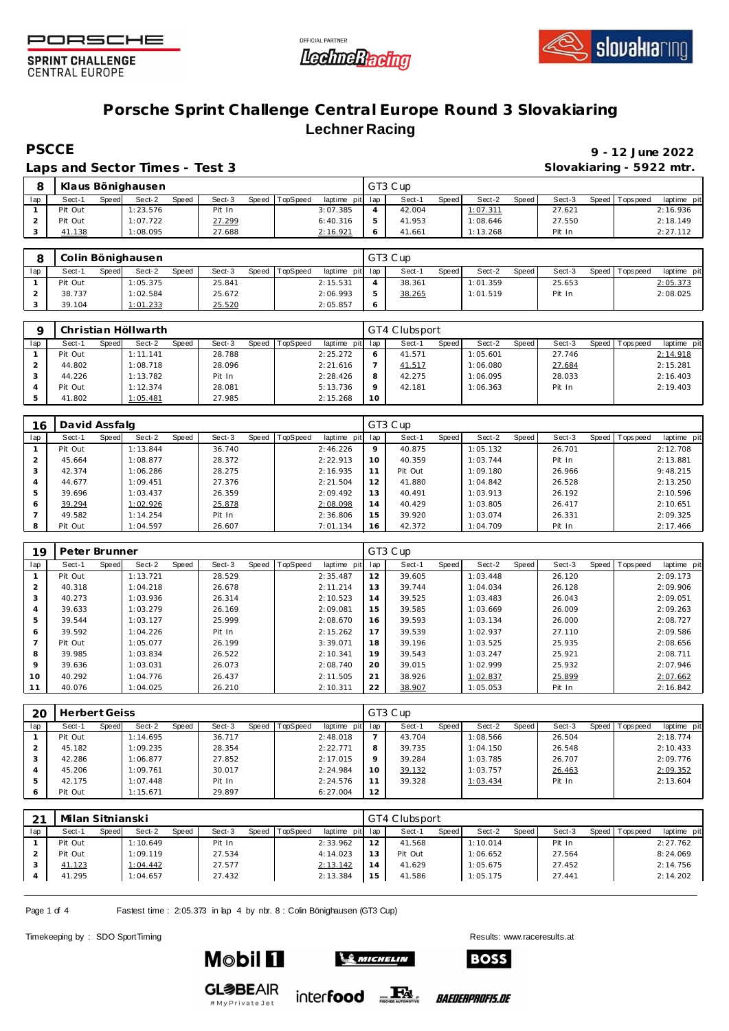# Porsche Sprint Challenge Central Europe Round 3 Slovakiaring

## Lechner Racing

**PSCCE**

**9 - 12 June 2022**

**Laps and Sector Times - Test 3**

**Slovakiaring - 5922 mtr.**

### 8 Klaus Bönighausen — GT3 Cup

| lap | Sect-1 | Speed | Sect-2 | Speed | Sect-3 | Speed | TopSpeed | laptime pit | lap | Sect-1 | Speed | Sect-2 | Speed | Sect-3 | Speed | Topspeed | laptime pit |
|---|---|---|---|---|---|---|---|---|---|---|---|---|---|---|---|---|---|
| 1 | Pit Out | | 1:23.576 | | Pit In | | | 3:07.385 | 4 | 42.004 | | 1:07.311 | | 27.621 | | | 2:16.936 |
| 2 | Pit Out | | 1:07.722 | | 27.299 | | | 6:40.316 | 5 | 41.953 | | 1:08.646 | | 27.550 | | | 2:18.149 |
| 3 | 41.138 | | 1:08.095 | | 27.688 | | | 2:16.921 | 6 | 41.661 | | 1:13.268 | | Pit In | | | 2:27.112 |

### 8 Colin Bönighausen — GT3 Cup

| lap | Sect-1 | Speed | Sect-2 | Speed | Sect-3 | Speed | TopSpeed | laptime pit | lap | Sect-1 | Speed | Sect-2 | Speed | Sect-3 | Speed | Topspeed | laptime pit |
|---|---|---|---|---|---|---|---|---|---|---|---|---|---|---|---|---|---|
| 1 | Pit Out | | 1:05.375 | | 25.841 | | | 2:15.531 | 4 | 38.361 | | 1:01.359 | | 25.653 | | | 2:05.373 |
| 2 | 38.737 | | 1:02.584 | | 25.672 | | | 2:06.993 | 5 | 38.265 | | 1:01.519 | | Pit In | | | 2:08.025 |
| 3 | 39.104 | | 1:01.233 | | 25.520 | | | 2:05.857 | 6 | | | | | | | | |

### 9 Christian Höllwarth — GT4 Clubsport

| lap | Sect-1 | Speed | Sect-2 | Speed | Sect-3 | Speed | TopSpeed | laptime pit | lap | Sect-1 | Speed | Sect-2 | Speed | Sect-3 | Speed | Topspeed | laptime pit |
|---|---|---|---|---|---|---|---|---|---|---|---|---|---|---|---|---|---|
| 1 | Pit Out | | 1:11.141 | | 28.788 | | | 2:25.272 | 6 | 41.571 | | 1:05.601 | | 27.746 | | | 2:14.918 |
| 2 | 44.802 | | 1:08.718 | | 28.096 | | | 2:21.616 | 7 | 41.517 | | 1:06.080 | | 27.684 | | | 2:15.281 |
| 3 | 44.226 | | 1:13.782 | | Pit In | | | 2:28.426 | 8 | 42.275 | | 1:06.095 | | 28.033 | | | 2:16.403 |
| 4 | Pit Out | | 1:12.374 | | 28.081 | | | 5:13.736 | 9 | 42.181 | | 1:06.363 | | Pit In | | | 2:19.403 |
| 5 | 41.802 | | 1:05.481 | | 27.985 | | | 2:15.268 | 10 | | | | | | | | |

### 16 David Assfalg — GT3 Cup

| lap | Sect-1 | Speed | Sect-2 | Speed | Sect-3 | Speed | TopSpeed | laptime pit | lap | Sect-1 | Speed | Sect-2 | Speed | Sect-3 | Speed | Topspeed | laptime pit |
|---|---|---|---|---|---|---|---|---|---|---|---|---|---|---|---|---|---|
| 1 | Pit Out | | 1:13.844 | | 36.740 | | | 2:46.226 | 9 | 40.875 | | 1:05.132 | | 26.701 | | | 2:12.708 |
| 2 | 45.664 | | 1:08.877 | | 28.372 | | | 2:22.913 | 10 | 40.359 | | 1:03.744 | | Pit In | | | 2:13.881 |
| 3 | 42.374 | | 1:06.286 | | 28.275 | | | 2:16.935 | 11 | Pit Out | | 1:09.180 | | 26.966 | | | 9:48.215 |
| 4 | 44.677 | | 1:09.451 | | 27.376 | | | 2:21.504 | 12 | 41.880 | | 1:04.842 | | 26.528 | | | 2:13.250 |
| 5 | 39.696 | | 1:03.437 | | 26.359 | | | 2:09.492 | 13 | 40.491 | | 1:03.913 | | 26.192 | | | 2:10.596 |
| 6 | 39.294 | | 1:02.926 | | 25.878 | | | 2:08.098 | 14 | 40.429 | | 1:03.805 | | 26.417 | | | 2:10.651 |
| 7 | 49.582 | | 1:14.254 | | Pit In | | | 2:36.806 | 15 | 39.920 | | 1:03.074 | | 26.331 | | | 2:09.325 |
| 8 | Pit Out | | 1:04.597 | | 26.607 | | | 7:01.134 | 16 | 42.372 | | 1:04.709 | | Pit In | | | 2:17.466 |

### 19 Peter Brunner — GT3 Cup

| lap | Sect-1 | Speed | Sect-2 | Speed | Sect-3 | Speed | TopSpeed | laptime pit | lap | Sect-1 | Speed | Sect-2 | Speed | Sect-3 | Speed | Topspeed | laptime pit |
|---|---|---|---|---|---|---|---|---|---|---|---|---|---|---|---|---|---|
| 1 | Pit Out | | 1:13.721 | | 28.529 | | | 2:35.487 | 12 | 39.605 | | 1:03.448 | | 26.120 | | | 2:09.173 |
| 2 | 40.318 | | 1:04.218 | | 26.678 | | | 2:11.214 | 13 | 39.744 | | 1:04.034 | | 26.128 | | | 2:09.906 |
| 3 | 40.273 | | 1:03.936 | | 26.314 | | | 2:10.523 | 14 | 39.525 | | 1:03.483 | | 26.043 | | | 2:09.051 |
| 4 | 39.633 | | 1:03.279 | | 26.169 | | | 2:09.081 | 15 | 39.585 | | 1:03.669 | | 26.009 | | | 2:09.263 |
| 5 | 39.544 | | 1:03.127 | | 25.999 | | | 2:08.670 | 16 | 39.593 | | 1:03.134 | | 26.000 | | | 2:08.727 |
| 6 | 39.592 | | 1:04.226 | | Pit In | | | 2:15.262 | 17 | 39.539 | | 1:02.937 | | 27.110 | | | 2:09.586 |
| 7 | Pit Out | | 1:05.077 | | 26.199 | | | 3:39.071 | 18 | 39.196 | | 1:03.525 | | 25.935 | | | 2:08.656 |
| 8 | 39.985 | | 1:03.834 | | 26.522 | | | 2:10.341 | 19 | 39.543 | | 1:03.247 | | 25.921 | | | 2:08.711 |
| 9 | 39.636 | | 1:03.031 | | 26.073 | | | 2:08.740 | 20 | 39.015 | | 1:02.999 | | 25.932 | | | 2:07.946 |
| 10 | 40.292 | | 1:04.776 | | 26.437 | | | 2:11.505 | 21 | 38.926 | | 1:02.837 | | 25.899 | | | 2:07.662 |
| 11 | 40.076 | | 1:04.025 | | 26.210 | | | 2:10.311 | 22 | 38.907 | | 1:05.053 | | Pit In | | | 2:16.842 |

### 20 Herbert Geiss — GT3 Cup

| lap | Sect-1 | Speed | Sect-2 | Speed | Sect-3 | Speed | TopSpeed | laptime pit | lap | Sect-1 | Speed | Sect-2 | Speed | Sect-3 | Speed | Topspeed | laptime pit |
|---|---|---|---|---|---|---|---|---|---|---|---|---|---|---|---|---|---|
| 1 | Pit Out | | 1:14.695 | | 36.717 | | | 2:48.018 | 7 | 43.704 | | 1:08.566 | | 26.504 | | | 2:18.774 |
| 2 | 45.182 | | 1:09.235 | | 28.354 | | | 2:22.771 | 8 | 39.735 | | 1:04.150 | | 26.548 | | | 2:10.433 |
| 3 | 42.286 | | 1:06.877 | | 27.852 | | | 2:17.015 | 9 | 39.284 | | 1:03.785 | | 26.707 | | | 2:09.776 |
| 4 | 45.206 | | 1:09.761 | | 30.017 | | | 2:24.984 | 10 | 39.132 | | 1:03.757 | | 26.463 | | | 2:09.352 |
| 5 | 42.175 | | 1:07.448 | | Pit In | | | 2:24.576 | 11 | 39.328 | | 1:03.434 | | Pit In | | | 2:13.604 |
| 6 | Pit Out | | 1:15.671 | | 29.897 | | | 6:27.004 | 12 | | | | | | | | |

### 21 Milan Sitnianski — GT4 Clubsport

| lap | Sect-1 | Speed | Sect-2 | Speed | Sect-3 | Speed | TopSpeed | laptime pit | lap | Sect-1 | Speed | Sect-2 | Speed | Sect-3 | Speed | Topspeed | laptime pit |
|---|---|---|---|---|---|---|---|---|---|---|---|---|---|---|---|---|---|
| 1 | Pit Out | | 1:10.649 | | Pit In | | | 2:33.962 | 12 | 41.568 | | 1:10.014 | | Pit In | | | 2:27.762 |
| 2 | Pit Out | | 1:09.119 | | 27.534 | | | 4:14.023 | 13 | Pit Out | | 1:06.652 | | 27.564 | | | 8:24.069 |
| 3 | 41.123 | | 1:04.442 | | 27.577 | | | 2:13.142 | 14 | 41.629 | | 1:05.675 | | 27.452 | | | 2:14.756 |
| 4 | 41.295 | | 1:04.657 | | 27.432 | | | 2:13.384 | 15 | 41.586 | | 1:05.175 | | 27.441 | | | 2:14.202 |

Fastest time : 2:05.373 in lap 4 by nbr. 8 : Colin Bönighausen (GT3 Cup)

Timekeeping by : SDO SportTiming

Results: www.raceresults.at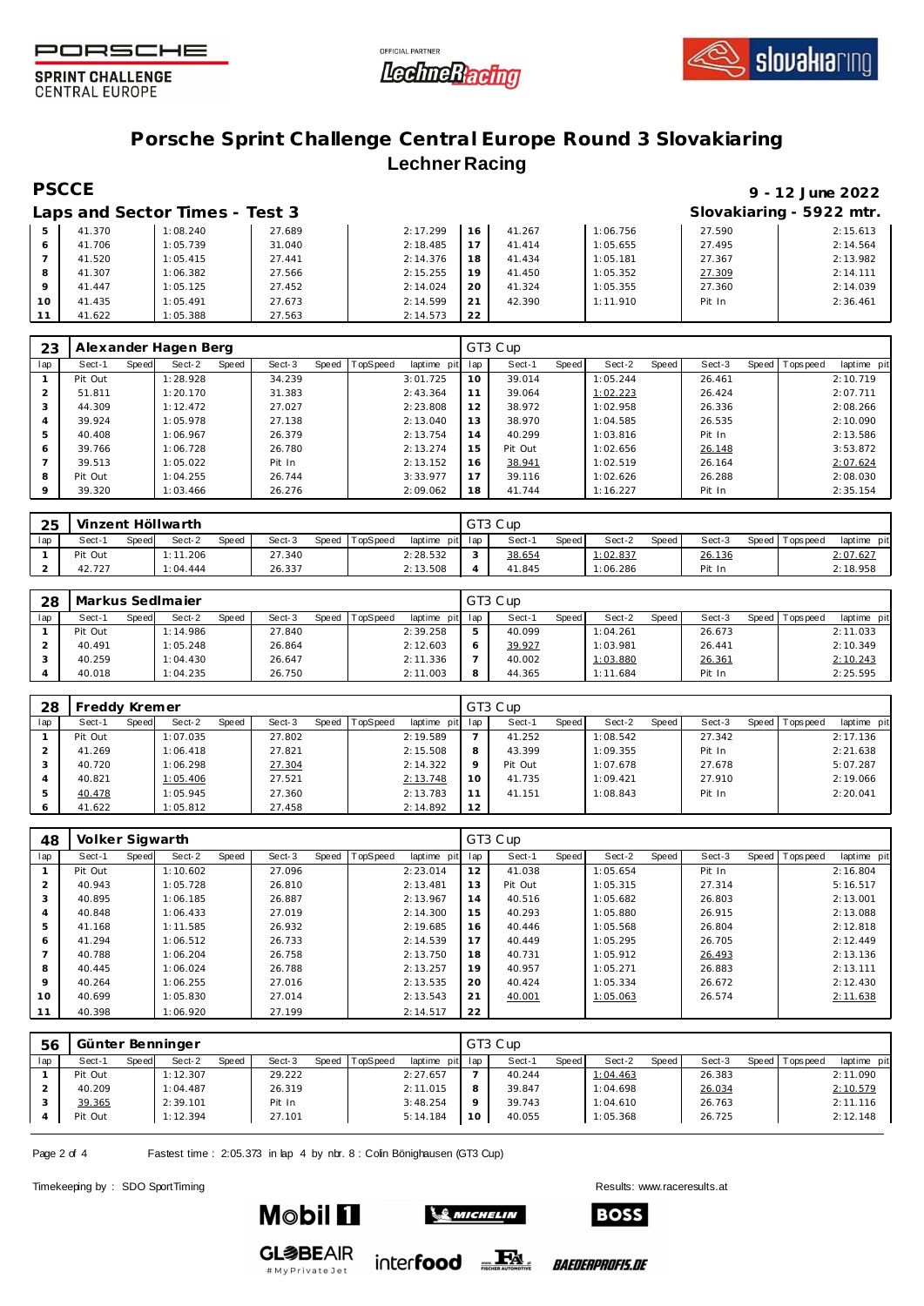# Porsche Sprint Challenge Central Europe Round 3 Slovakiaring

## Lechner Racing

**PSCCE** — 9 - 12 June 2022

**Laps and Sector Times - Test 3** — Slovakiaring - 5922 mtr.

| lap | Sect-1 | Speed | Sect-2 | Speed | Sect-3 | Speed | TopSpeed | laptime pit | lap | Sect-1 | Speed | Sect-2 | Speed | Sect-3 | Speed | Topspeed | laptime pit |
|---|---|---|---|---|---|---|---|---|---|---|---|---|---|---|---|---|---|
| 5 | 41.370 | | 1:08.240 | | 27.689 | | | 2:17.299 | 16 | 41.267 | | 1:06.756 | | 27.590 | | | 2:15.613 |
| 6 | 41.706 | | 1:05.739 | | 31.040 | | | 2:18.485 | 17 | 41.414 | | 1:05.655 | | 27.495 | | | 2:14.564 |
| 7 | 41.520 | | 1:05.415 | | 27.441 | | | 2:14.376 | 18 | 41.434 | | 1:05.181 | | 27.367 | | | 2:13.982 |
| 8 | 41.307 | | 1:06.382 | | 27.566 | | | 2:15.255 | 19 | 41.450 | | 1:05.352 | | 27.309 | | | 2:14.111 |
| 9 | 41.447 | | 1:05.125 | | 27.452 | | | 2:14.024 | 20 | 41.324 | | 1:05.355 | | 27.360 | | | 2:14.039 |
| 10 | 41.435 | | 1:05.491 | | 27.673 | | | 2:14.599 | 21 | 42.390 | | 1:11.910 | | Pit In | | | 2:36.461 |
| 11 | 41.622 | | 1:05.388 | | 27.563 | | | 2:14.573 | 22 | | | | | | | | |

### 23 Alexander Hagen Berg — GT3 Cup

| lap | Sect-1 | Speed | Sect-2 | Speed | Sect-3 | Speed | TopSpeed | laptime pit | lap | Sect-1 | Speed | Sect-2 | Speed | Sect-3 | Speed | Topspeed | laptime pit |
|---|---|---|---|---|---|---|---|---|---|---|---|---|---|---|---|---|---|
| 1 | Pit Out | | 1:28.928 | | 34.239 | | | 3:01.725 | 10 | 39.014 | | 1:05.244 | | 26.461 | | | 2:10.719 |
| 2 | 51.811 | | 1:20.170 | | 31.383 | | | 2:43.364 | 11 | 39.064 | | 1:02.223 | | 26.424 | | | 2:07.711 |
| 3 | 44.309 | | 1:12.472 | | 27.027 | | | 2:23.808 | 12 | 38.972 | | 1:02.958 | | 26.336 | | | 2:08.266 |
| 4 | 39.924 | | 1:05.978 | | 27.138 | | | 2:13.040 | 13 | 38.970 | | 1:04.585 | | 26.535 | | | 2:10.090 |
| 5 | 40.408 | | 1:06.967 | | 26.379 | | | 2:13.754 | 14 | 40.299 | | 1:03.816 | | Pit In | | | 2:13.586 |
| 6 | 39.766 | | 1:06.728 | | 26.780 | | | 2:13.274 | 15 | Pit Out | | 1:02.656 | | 26.148 | | | 3:53.872 |
| 7 | 39.513 | | 1:05.022 | | Pit In | | | 2:13.152 | 16 | 38.941 | | 1:02.519 | | 26.164 | | | 2:07.624 |
| 8 | Pit Out | | 1:04.255 | | 26.744 | | | 3:33.977 | 17 | 39.116 | | 1:02.626 | | 26.288 | | | 2:08.030 |
| 9 | 39.320 | | 1:03.466 | | 26.276 | | | 2:09.062 | 18 | 41.744 | | 1:16.227 | | Pit In | | | 2:35.154 |

### 25 Vinzent Höllwarth — GT3 Cup

| lap | Sect-1 | Speed | Sect-2 | Speed | Sect-3 | Speed | TopSpeed | laptime pit | lap | Sect-1 | Speed | Sect-2 | Speed | Sect-3 | Speed | Topspeed | laptime pit |
|---|---|---|---|---|---|---|---|---|---|---|---|---|---|---|---|---|---|
| 1 | Pit Out | | 1:11.206 | | 27.340 | | | 2:28.532 | 3 | 38.654 | | 1:02.837 | | 26.136 | | | 2:07.627 |
| 2 | 42.727 | | 1:04.444 | | 26.337 | | | 2:13.508 | 4 | 41.845 | | 1:06.286 | | Pit In | | | 2:18.958 |

### 28 Markus Sedlmaier — GT3 Cup

| lap | Sect-1 | Speed | Sect-2 | Speed | Sect-3 | Speed | TopSpeed | laptime pit | lap | Sect-1 | Speed | Sect-2 | Speed | Sect-3 | Speed | Topspeed | laptime pit |
|---|---|---|---|---|---|---|---|---|---|---|---|---|---|---|---|---|---|
| 1 | Pit Out | | 1:14.986 | | 27.840 | | | 2:39.258 | 5 | 40.099 | | 1:04.261 | | 26.673 | | | 2:11.033 |
| 2 | 40.491 | | 1:05.248 | | 26.864 | | | 2:12.603 | 6 | 39.927 | | 1:03.981 | | 26.441 | | | 2:10.349 |
| 3 | 40.259 | | 1:04.430 | | 26.647 | | | 2:11.336 | 7 | 40.002 | | 1:03.880 | | 26.361 | | | 2:10.243 |
| 4 | 40.018 | | 1:04.235 | | 26.750 | | | 2:11.003 | 8 | 44.365 | | 1:11.684 | | Pit In | | | 2:25.595 |

### 28 Freddy Kremer — GT3 Cup

| lap | Sect-1 | Speed | Sect-2 | Speed | Sect-3 | Speed | TopSpeed | laptime pit | lap | Sect-1 | Speed | Sect-2 | Speed | Sect-3 | Speed | Topspeed | laptime pit |
|---|---|---|---|---|---|---|---|---|---|---|---|---|---|---|---|---|---|
| 1 | Pit Out | | 1:07.035 | | 27.802 | | | 2:19.589 | 7 | 41.252 | | 1:08.542 | | 27.342 | | | 2:17.136 |
| 2 | 41.269 | | 1:06.418 | | 27.821 | | | 2:15.508 | 8 | 43.399 | | 1:09.355 | | Pit In | | | 2:21.638 |
| 3 | 40.720 | | 1:06.298 | | 27.304 | | | 2:14.322 | 9 | Pit Out | | 1:07.678 | | 27.678 | | | 5:07.287 |
| 4 | 40.821 | | 1:05.406 | | 27.521 | | | 2:13.748 | 10 | 41.735 | | 1:09.421 | | 27.910 | | | 2:19.066 |
| 5 | 40.478 | | 1:05.945 | | 27.360 | | | 2:13.783 | 11 | 41.151 | | 1:08.843 | | Pit In | | | 2:20.041 |
| 6 | 41.622 | | 1:05.812 | | 27.458 | | | 2:14.892 | 12 | | | | | | | | |

### 48 Volker Sigwarth — GT3 Cup

| lap | Sect-1 | Speed | Sect-2 | Speed | Sect-3 | Speed | TopSpeed | laptime pit | lap | Sect-1 | Speed | Sect-2 | Speed | Sect-3 | Speed | Topspeed | laptime pit |
|---|---|---|---|---|---|---|---|---|---|---|---|---|---|---|---|---|---|
| 1 | Pit Out | | 1:10.602 | | 27.096 | | | 2:23.014 | 12 | 41.038 | | 1:05.654 | | Pit In | | | 2:16.804 |
| 2 | 40.943 | | 1:05.728 | | 26.810 | | | 2:13.481 | 13 | Pit Out | | 1:05.315 | | 27.314 | | | 5:16.517 |
| 3 | 40.895 | | 1:06.185 | | 26.887 | | | 2:13.967 | 14 | 40.516 | | 1:05.682 | | 26.803 | | | 2:13.001 |
| 4 | 40.848 | | 1:06.433 | | 27.019 | | | 2:14.300 | 15 | 40.293 | | 1:05.880 | | 26.915 | | | 2:13.088 |
| 5 | 41.168 | | 1:11.585 | | 26.932 | | | 2:19.685 | 16 | 40.446 | | 1:05.568 | | 26.804 | | | 2:12.818 |
| 6 | 41.294 | | 1:06.512 | | 26.733 | | | 2:14.539 | 17 | 40.449 | | 1:05.295 | | 26.705 | | | 2:12.449 |
| 7 | 40.788 | | 1:06.204 | | 26.758 | | | 2:13.750 | 18 | 40.731 | | 1:05.912 | | 26.493 | | | 2:13.136 |
| 8 | 40.445 | | 1:06.024 | | 26.788 | | | 2:13.257 | 19 | 40.957 | | 1:05.271 | | 26.883 | | | 2:13.111 |
| 9 | 40.264 | | 1:06.255 | | 27.016 | | | 2:13.535 | 20 | 40.424 | | 1:05.334 | | 26.672 | | | 2:12.430 |
| 10 | 40.699 | | 1:05.830 | | 27.014 | | | 2:13.543 | 21 | 40.001 | | 1:05.063 | | 26.574 | | | 2:11.638 |
| 11 | 40.398 | | 1:06.920 | | 27.199 | | | 2:14.517 | 22 | | | | | | | | |

### 56 Günter Benninger — GT3 Cup

| lap | Sect-1 | Speed | Sect-2 | Speed | Sect-3 | Speed | TopSpeed | laptime pit | lap | Sect-1 | Speed | Sect-2 | Speed | Sect-3 | Speed | Topspeed | laptime pit |
|---|---|---|---|---|---|---|---|---|---|---|---|---|---|---|---|---|---|
| 1 | Pit Out | | 1:12.307 | | 29.222 | | | 2:27.657 | 7 | 40.244 | | 1:04.463 | | 26.383 | | | 2:11.090 |
| 2 | 40.209 | | 1:04.487 | | 26.319 | | | 2:11.015 | 8 | 39.847 | | 1:04.698 | | 26.034 | | | 2:10.579 |
| 3 | 39.365 | | 2:39.101 | | Pit In | | | 3:48.254 | 9 | 39.743 | | 1:04.610 | | 26.763 | | | 2:11.116 |
| 4 | Pit Out | | 1:12.394 | | 27.101 | | | 5:14.184 | 10 | 40.055 | | 1:05.368 | | 26.725 | | | 2:12.148 |

Fastest time : 2:05.373 in lap 4 by nbr. 8 : Colin Bönighausen (GT3 Cup)

Timekeeping by : SDO SportTiming

Results: www.raceresults.at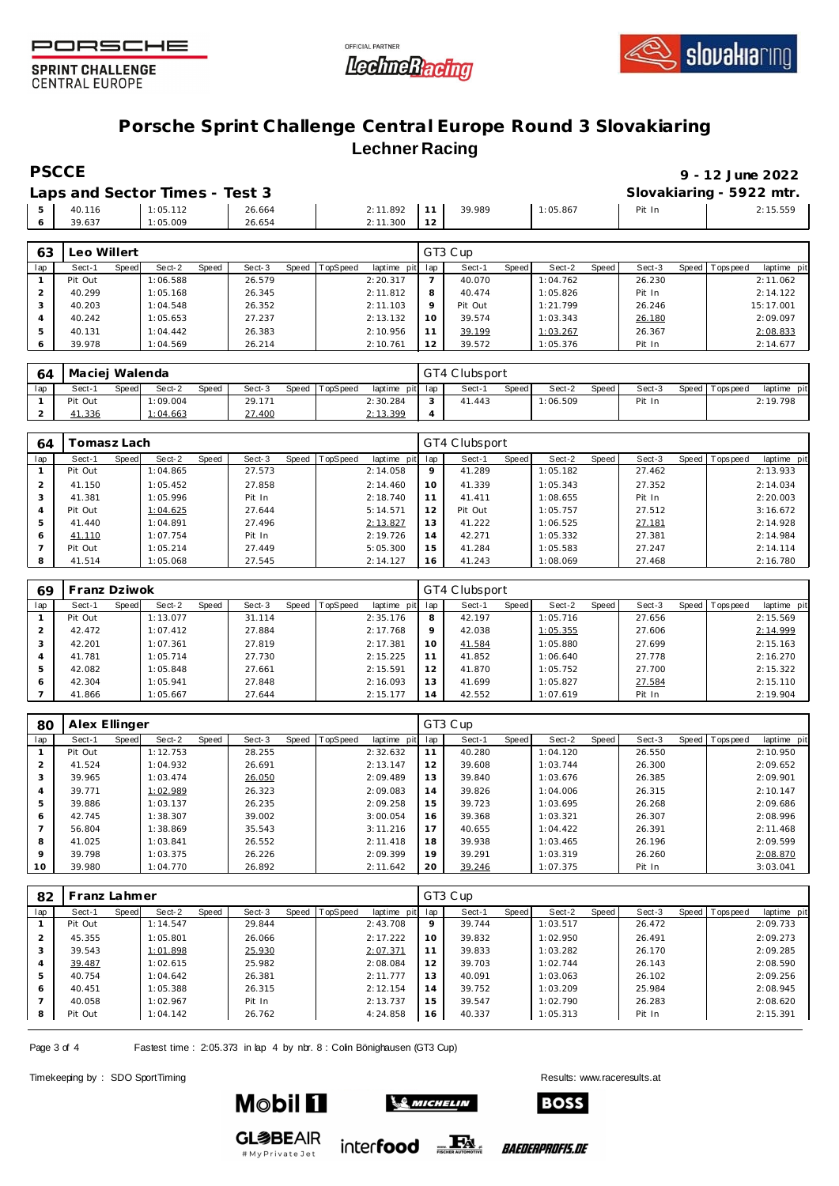# Porsche Sprint Challenge Central Europe Round 3 Slovakiaring

Lechner Racing

**PSCCE** — 9 - 12 June 2022

## Laps and Sector Times - Test 3

Slovakiaring - 5922 mtr.

| lap | Sect-1 | Speed | Sect-2 | Speed | Sect-3 | Speed | TopSpeed | laptime pit | lap | Sect-1 | Speed | Sect-2 | Speed | Sect-3 | Speed | Topspeed | laptime pit |
|---|---|---|---|---|---|---|---|---|---|---|---|---|---|---|---|---|---|
| 5 | 40.116 | | 1:05.112 | | 26.664 | | | 2:11.892 | 11 | 39.989 | | 1:05.867 | | Pit In | | | 2:15.559 |
| 6 | 39.637 | | 1:05.009 | | 26.654 | | | 2:11.300 | 12 | | | | | | | | |

### 63 Leo Willert — GT3 Cup

| lap | Sect-1 | Speed | Sect-2 | Speed | Sect-3 | Speed | TopSpeed | laptime pit | lap | Sect-1 | Speed | Sect-2 | Speed | Sect-3 | Speed | Topspeed | laptime pit |
|---|---|---|---|---|---|---|---|---|---|---|---|---|---|---|---|---|---|
| 1 | Pit Out | | 1:06.588 | | 26.579 | | | 2:20.317 | 7 | 40.070 | | 1:04.762 | | 26.230 | | | 2:11.062 |
| 2 | 40.299 | | 1:05.168 | | 26.345 | | | 2:11.812 | 8 | 40.474 | | 1:05.826 | | Pit In | | | 2:14.122 |
| 3 | 40.203 | | 1:04.548 | | 26.352 | | | 2:11.103 | 9 | Pit Out | | 1:21.799 | | 26.246 | | | 15:17.001 |
| 4 | 40.242 | | 1:05.653 | | 27.237 | | | 2:13.132 | 10 | 39.574 | | 1:03.343 | | 26.180 | | | 2:09.097 |
| 5 | 40.131 | | 1:04.442 | | 26.383 | | | 2:10.956 | 11 | 39.199 | | 1:03.267 | | 26.367 | | | 2:08.833 |
| 6 | 39.978 | | 1:04.569 | | 26.214 | | | 2:10.761 | 12 | 39.572 | | 1:05.376 | | Pit In | | | 2:14.677 |

### 64 Maciej Walenda — GT4 Clubsport

| lap | Sect-1 | Speed | Sect-2 | Speed | Sect-3 | Speed | TopSpeed | laptime pit | lap | Sect-1 | Speed | Sect-2 | Speed | Sect-3 | Speed | Topspeed | laptime pit |
|---|---|---|---|---|---|---|---|---|---|---|---|---|---|---|---|---|---|
| 1 | Pit Out | | 1:09.004 | | 29.171 | | | 2:30.284 | 3 | 41.443 | | 1:06.509 | | Pit In | | | 2:19.798 |
| 2 | 41.336 | | 1:04.663 | | 27.400 | | | 2:13.399 | 4 | | | | | | | | |

### 64 Tomasz Lach — GT4 Clubsport

| lap | Sect-1 | Speed | Sect-2 | Speed | Sect-3 | Speed | TopSpeed | laptime pit | lap | Sect-1 | Speed | Sect-2 | Speed | Sect-3 | Speed | Topspeed | laptime pit |
|---|---|---|---|---|---|---|---|---|---|---|---|---|---|---|---|---|---|
| 1 | Pit Out | | 1:04.865 | | 27.573 | | | 2:14.058 | 9 | 41.289 | | 1:05.182 | | 27.462 | | | 2:13.933 |
| 2 | 41.150 | | 1:05.452 | | 27.858 | | | 2:14.460 | 10 | 41.339 | | 1:05.343 | | 27.352 | | | 2:14.034 |
| 3 | 41.381 | | 1:05.996 | | Pit In | | | 2:18.740 | 11 | 41.411 | | 1:08.655 | | Pit In | | | 2:20.003 |
| 4 | Pit Out | | 1:04.625 | | 27.644 | | | 5:14.571 | 12 | Pit Out | | 1:05.757 | | 27.512 | | | 3:16.672 |
| 5 | 41.440 | | 1:04.891 | | 27.496 | | | 2:13.827 | 13 | 41.222 | | 1:06.525 | | 27.181 | | | 2:14.928 |
| 6 | 41.110 | | 1:07.754 | | Pit In | | | 2:19.726 | 14 | 42.271 | | 1:05.332 | | 27.381 | | | 2:14.984 |
| 7 | Pit Out | | 1:05.214 | | 27.449 | | | 5:05.300 | 15 | 41.284 | | 1:05.583 | | 27.247 | | | 2:14.114 |
| 8 | 41.514 | | 1:05.068 | | 27.545 | | | 2:14.127 | 16 | 41.243 | | 1:08.069 | | 27.468 | | | 2:16.780 |

### 69 Franz Dziwok — GT4 Clubsport

| lap | Sect-1 | Speed | Sect-2 | Speed | Sect-3 | Speed | TopSpeed | laptime pit | lap | Sect-1 | Speed | Sect-2 | Speed | Sect-3 | Speed | Topspeed | laptime pit |
|---|---|---|---|---|---|---|---|---|---|---|---|---|---|---|---|---|---|
| 1 | Pit Out | | 1:13.077 | | 31.114 | | | 2:35.176 | 8 | 42.197 | | 1:05.716 | | 27.656 | | | 2:15.569 |
| 2 | 42.472 | | 1:07.412 | | 27.884 | | | 2:17.768 | 9 | 42.038 | | 1:05.355 | | 27.606 | | | 2:14.999 |
| 3 | 42.201 | | 1:07.361 | | 27.819 | | | 2:17.381 | 10 | 41.584 | | 1:05.880 | | 27.699 | | | 2:15.163 |
| 4 | 41.781 | | 1:05.714 | | 27.730 | | | 2:15.225 | 11 | 41.852 | | 1:06.640 | | 27.778 | | | 2:16.270 |
| 5 | 42.082 | | 1:05.848 | | 27.661 | | | 2:15.591 | 12 | 41.870 | | 1:05.752 | | 27.700 | | | 2:15.322 |
| 6 | 42.304 | | 1:05.941 | | 27.848 | | | 2:16.093 | 13 | 41.699 | | 1:05.827 | | 27.584 | | | 2:15.110 |
| 7 | 41.866 | | 1:05.667 | | 27.644 | | | 2:15.177 | 14 | 42.552 | | 1:07.619 | | Pit In | | | 2:19.904 |

### 80 Alex Ellinger — GT3 Cup

| lap | Sect-1 | Speed | Sect-2 | Speed | Sect-3 | Speed | TopSpeed | laptime pit | lap | Sect-1 | Speed | Sect-2 | Speed | Sect-3 | Speed | Topspeed | laptime pit |
|---|---|---|---|---|---|---|---|---|---|---|---|---|---|---|---|---|---|
| 1 | Pit Out | | 1:12.753 | | 28.255 | | | 2:32.632 | 11 | 40.280 | | 1:04.120 | | 26.550 | | | 2:10.950 |
| 2 | 41.524 | | 1:04.932 | | 26.691 | | | 2:13.147 | 12 | 39.608 | | 1:03.744 | | 26.300 | | | 2:09.652 |
| 3 | 39.965 | | 1:03.474 | | 26.050 | | | 2:09.489 | 13 | 39.840 | | 1:03.676 | | 26.385 | | | 2:09.901 |
| 4 | 39.771 | | 1:02.989 | | 26.323 | | | 2:09.083 | 14 | 39.826 | | 1:04.006 | | 26.315 | | | 2:10.147 |
| 5 | 39.886 | | 1:03.137 | | 26.235 | | | 2:09.258 | 15 | 39.723 | | 1:03.695 | | 26.268 | | | 2:09.686 |
| 6 | 42.745 | | 1:38.307 | | 39.002 | | | 3:00.054 | 16 | 39.368 | | 1:03.321 | | 26.307 | | | 2:08.996 |
| 7 | 56.804 | | 1:38.869 | | 35.543 | | | 3:11.216 | 17 | 40.655 | | 1:04.422 | | 26.391 | | | 2:11.468 |
| 8 | 41.025 | | 1:03.841 | | 26.552 | | | 2:11.418 | 18 | 39.938 | | 1:03.465 | | 26.196 | | | 2:09.599 |
| 9 | 39.798 | | 1:03.375 | | 26.226 | | | 2:09.399 | 19 | 39.291 | | 1:03.319 | | 26.260 | | | 2:08.870 |
| 10 | 39.980 | | 1:04.770 | | 26.892 | | | 2:11.642 | 20 | 39.246 | | 1:07.375 | | Pit In | | | 3:03.041 |

### 82 Franz Lahmer — GT3 Cup

| lap | Sect-1 | Speed | Sect-2 | Speed | Sect-3 | Speed | TopSpeed | laptime pit | lap | Sect-1 | Speed | Sect-2 | Speed | Sect-3 | Speed | Topspeed | laptime pit |
|---|---|---|---|---|---|---|---|---|---|---|---|---|---|---|---|---|---|
| 1 | Pit Out | | 1:14.547 | | 29.844 | | | 2:43.708 | 9 | 39.744 | | 1:03.517 | | 26.472 | | | 2:09.733 |
| 2 | 45.355 | | 1:05.801 | | 26.066 | | | 2:17.222 | 10 | 39.832 | | 1:02.950 | | 26.491 | | | 2:09.273 |
| 3 | 39.543 | | 1:01.898 | | 25.930 | | | 2:07.371 | 11 | 39.833 | | 1:03.282 | | 26.170 | | | 2:09.285 |
| 4 | 39.487 | | 1:02.615 | | 25.982 | | | 2:08.084 | 12 | 39.703 | | 1:02.744 | | 26.143 | | | 2:08.590 |
| 5 | 40.754 | | 1:04.642 | | 26.381 | | | 2:11.777 | 13 | 40.091 | | 1:03.063 | | 26.102 | | | 2:09.256 |
| 6 | 40.451 | | 1:05.388 | | 26.315 | | | 2:12.154 | 14 | 39.752 | | 1:03.209 | | 25.984 | | | 2:08.945 |
| 7 | 40.058 | | 1:02.967 | | Pit In | | | 2:13.737 | 15 | 39.547 | | 1:02.790 | | 26.283 | | | 2:08.620 |
| 8 | Pit Out | | 1:04.142 | | 26.762 | | | 4:24.858 | 16 | 40.337 | | 1:05.313 | | Pit In | | | 2:15.391 |

Fastest time : 2:05.373 in lap 4 by nbr. 8 : Colin Bönighausen (GT3 Cup)

Timekeeping by : SDO SportTiming

Results: www.raceresults.at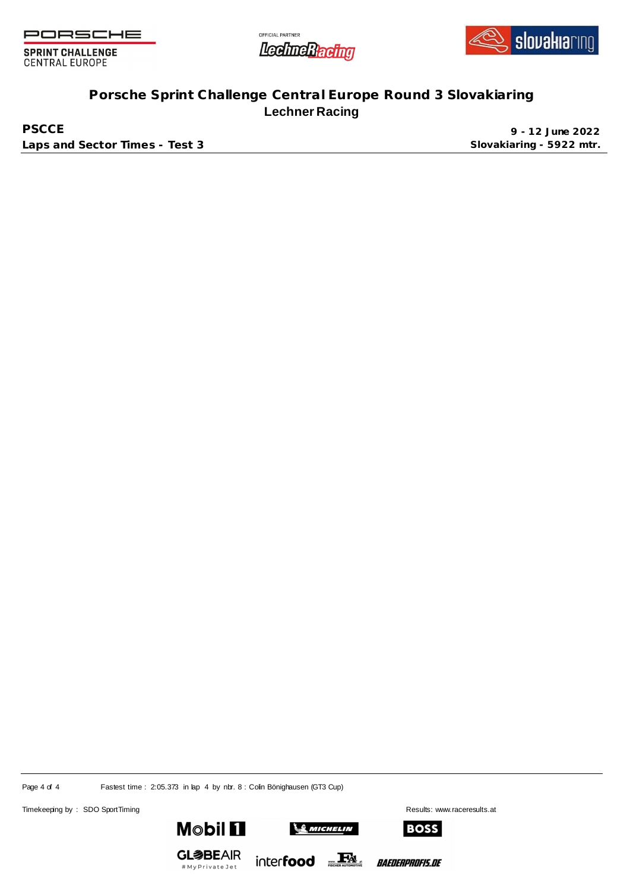# Porsche Sprint Challenge Central Europe Round 3 Slovakiaring

Lechner Racing

**PSCCE**

**Laps and Sector Times - Test 3**

**9 - 12 June 2022**

**Slovakiaring - 5922 mtr.**

Fastest time : 2:05.373 in lap 4 by nbr. 8 : Colin Bönighausen (GT3 Cup)

Timekeeping by : SDO SportTiming

Results: www.raceresults.at